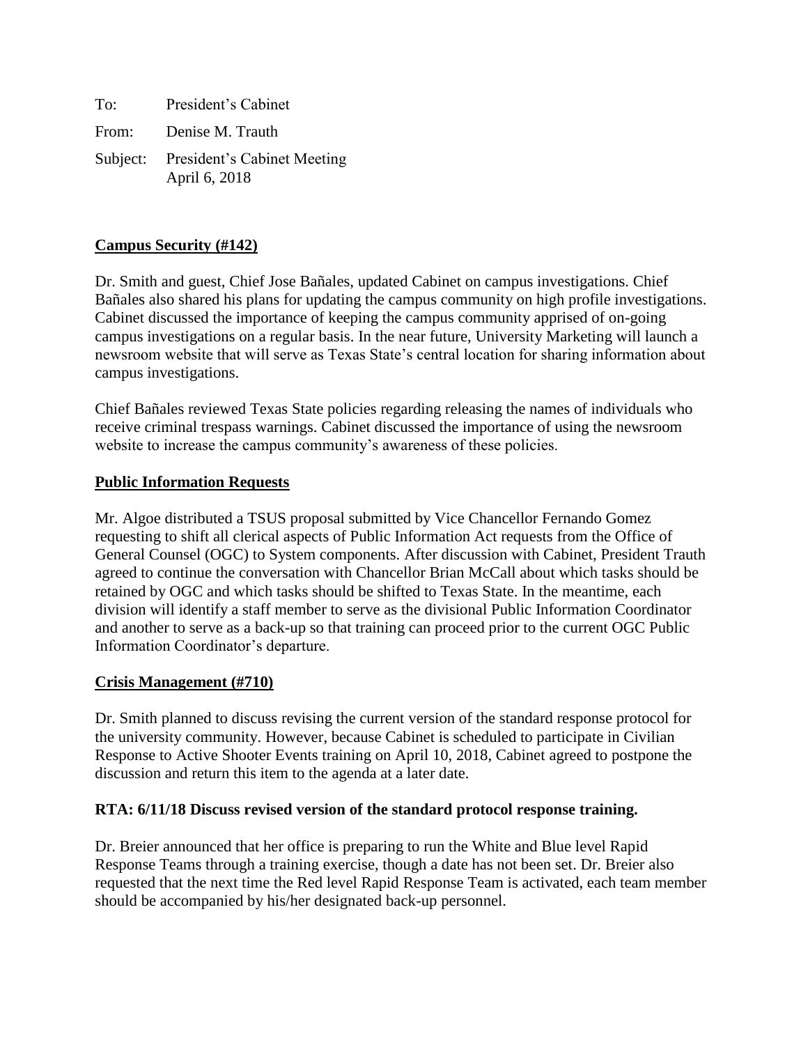To: President's Cabinet

From: Denise M. Trauth

Subject: President's Cabinet Meeting
April 6, 2018

**Campus Security (#142)**

Dr. Smith and guest, Chief Jose Bañales, updated Cabinet on campus investigations. Chief Bañales also shared his plans for updating the campus community on high profile investigations. Cabinet discussed the importance of keeping the campus community apprised of on-going campus investigations on a regular basis. In the near future, University Marketing will launch a newsroom website that will serve as Texas State's central location for sharing information about campus investigations.

Chief Bañales reviewed Texas State policies regarding releasing the names of individuals who receive criminal trespass warnings. Cabinet discussed the importance of using the newsroom website to increase the campus community's awareness of these policies.

**Public Information Requests**

Mr. Algoe distributed a TSUS proposal submitted by Vice Chancellor Fernando Gomez requesting to shift all clerical aspects of Public Information Act requests from the Office of General Counsel (OGC) to System components. After discussion with Cabinet, President Trauth agreed to continue the conversation with Chancellor Brian McCall about which tasks should be retained by OGC and which tasks should be shifted to Texas State. In the meantime, each division will identify a staff member to serve as the divisional Public Information Coordinator and another to serve as a back-up so that training can proceed prior to the current OGC Public Information Coordinator's departure.

**Crisis Management (#710)**

Dr. Smith planned to discuss revising the current version of the standard response protocol for the university community. However, because Cabinet is scheduled to participate in Civilian Response to Active Shooter Events training on April 10, 2018, Cabinet agreed to postpone the discussion and return this item to the agenda at a later date.

**RTA: 6/11/18 Discuss revised version of the standard protocol response training.**

Dr. Breier announced that her office is preparing to run the White and Blue level Rapid Response Teams through a training exercise, though a date has not been set. Dr. Breier also requested that the next time the Red level Rapid Response Team is activated, each team member should be accompanied by his/her designated back-up personnel.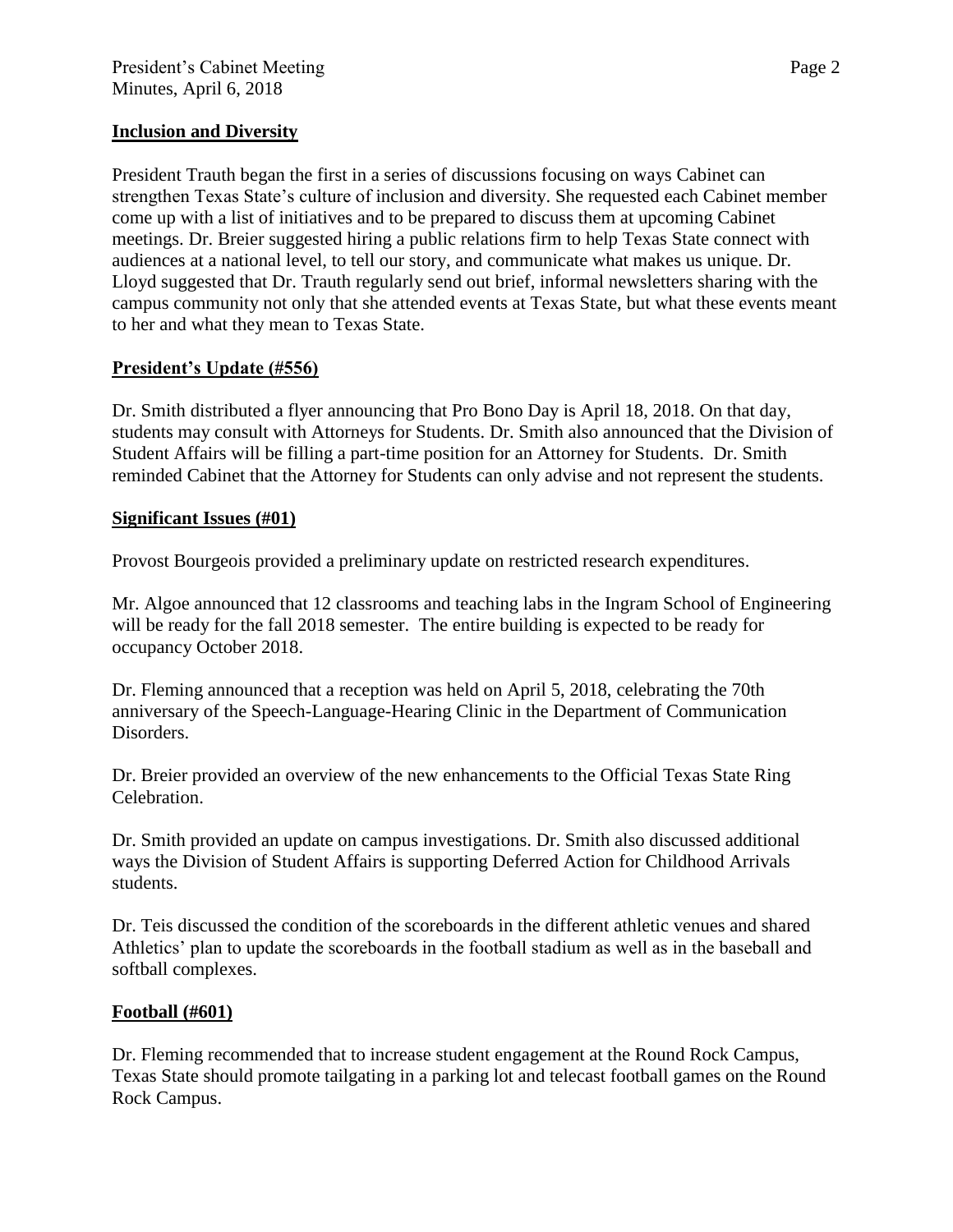## Inclusion and Diversity

President Trauth began the first in a series of discussions focusing on ways Cabinet can strengthen Texas State's culture of inclusion and diversity. She requested each Cabinet member come up with a list of initiatives and to be prepared to discuss them at upcoming Cabinet meetings. Dr. Breier suggested hiring a public relations firm to help Texas State connect with audiences at a national level, to tell our story, and communicate what makes us unique. Dr. Lloyd suggested that Dr. Trauth regularly send out brief, informal newsletters sharing with the campus community not only that she attended events at Texas State, but what these events meant to her and what they mean to Texas State.

## President's Update (#556)

Dr. Smith distributed a flyer announcing that Pro Bono Day is April 18, 2018. On that day, students may consult with Attorneys for Students. Dr. Smith also announced that the Division of Student Affairs will be filling a part-time position for an Attorney for Students. Dr. Smith reminded Cabinet that the Attorney for Students can only advise and not represent the students.

## Significant Issues (#01)

Provost Bourgeois provided a preliminary update on restricted research expenditures.

Mr. Algoe announced that 12 classrooms and teaching labs in the Ingram School of Engineering will be ready for the fall 2018 semester. The entire building is expected to be ready for occupancy October 2018.

Dr. Fleming announced that a reception was held on April 5, 2018, celebrating the 70th anniversary of the Speech-Language-Hearing Clinic in the Department of Communication Disorders.

Dr. Breier provided an overview of the new enhancements to the Official Texas State Ring Celebration.

Dr. Smith provided an update on campus investigations. Dr. Smith also discussed additional ways the Division of Student Affairs is supporting Deferred Action for Childhood Arrivals students.

Dr. Teis discussed the condition of the scoreboards in the different athletic venues and shared Athletics' plan to update the scoreboards in the football stadium as well as in the baseball and softball complexes.

## Football (#601)

Dr. Fleming recommended that to increase student engagement at the Round Rock Campus, Texas State should promote tailgating in a parking lot and telecast football games on the Round Rock Campus.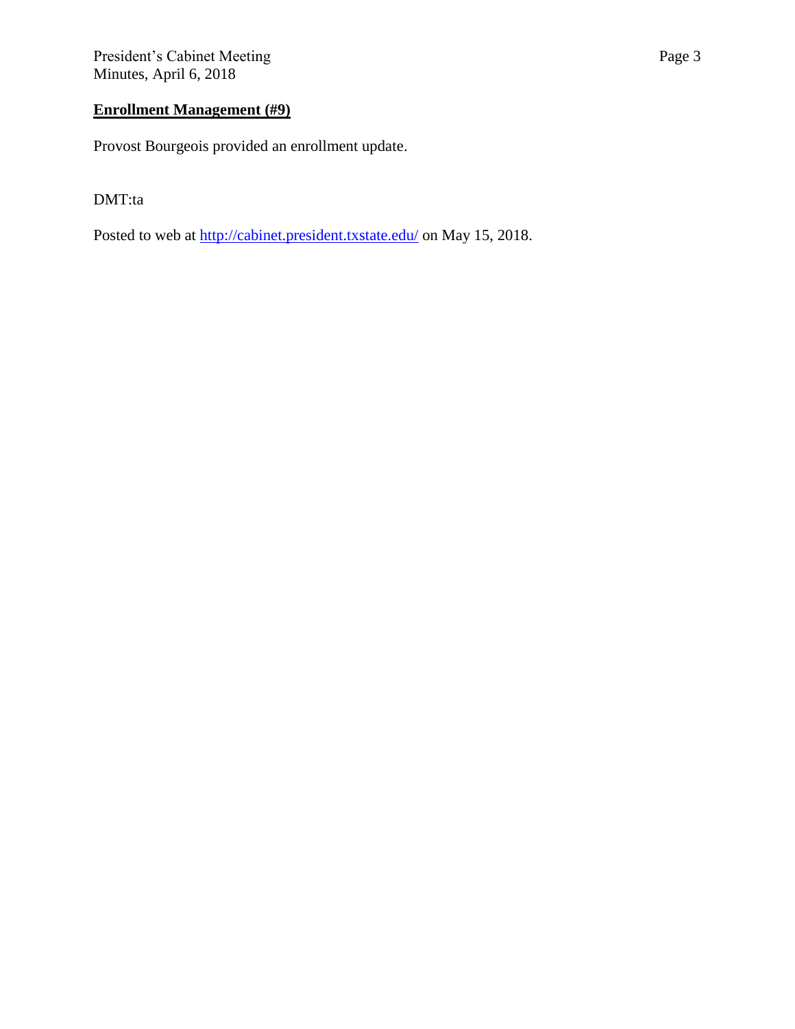## Enrollment Management (#9)

Provost Bourgeois provided an enrollment update.

DMT:ta

Posted to web at http://cabinet.president.txstate.edu/ on May 15, 2018.